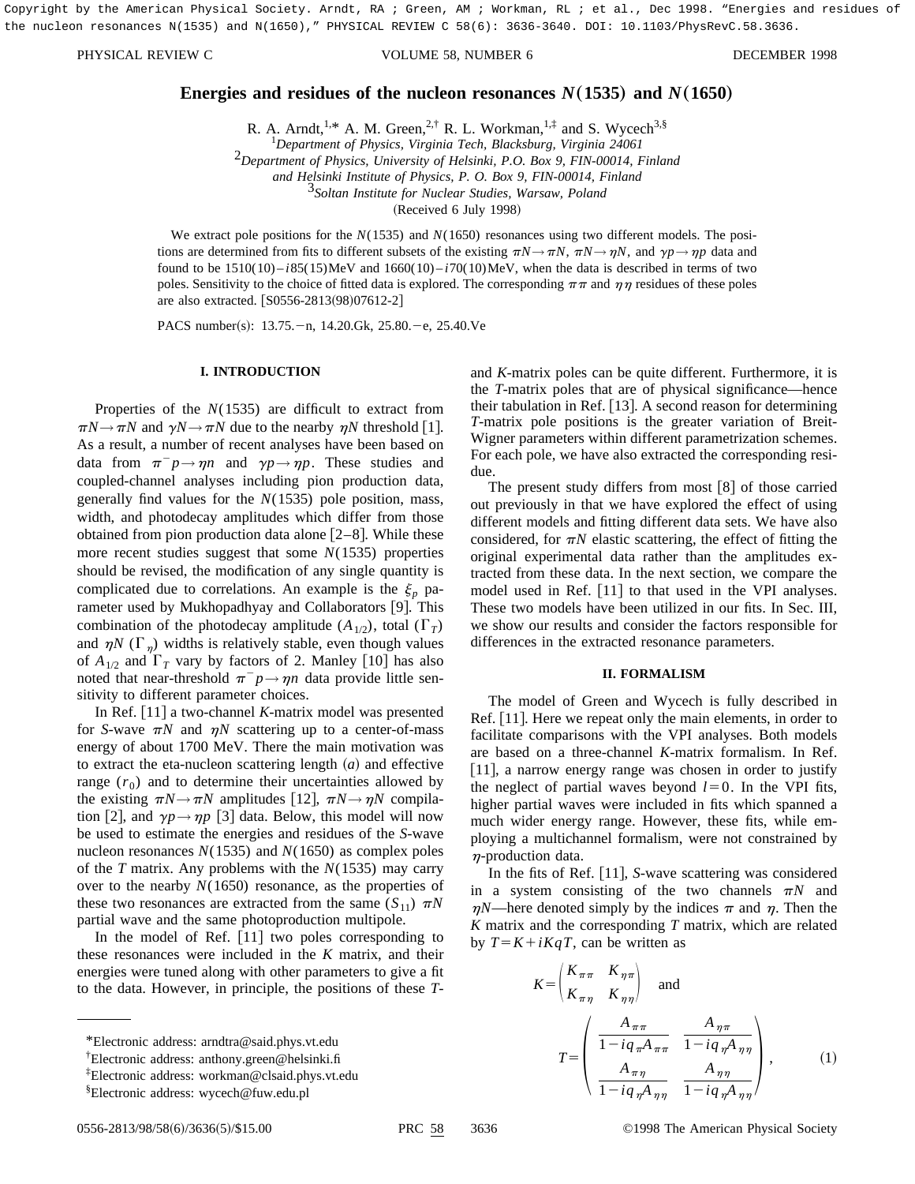# Energies and residues of the nucleon resonances $N(1535)$ and $N(1650)$

R. A. Arndt,[1,*] A. M. Green,[2,†] R. L. Workman,[1,‡] and S. Wycech[3,§]

[1]*Department of Physics, Virginia Tech, Blacksburg, Virginia 24061*
[2]*Department of Physics, University of Helsinki, P.O. Box 9, FIN-00014, Finland and Helsinki Institute of Physics, P. O. Box 9, FIN-00014, Finland*
[3]*Soltan Institute for Nuclear Studies, Warsaw, Poland*

(Received 6 July 1998)

We extract pole positions for the $N(1535)$ and $N(1650)$ resonances using two different models. The positions are determined from fits to different subsets of the existing $\pi N\rightarrow\pi N$, $\pi N\rightarrow\eta N$, and $\gamma p\rightarrow\eta p$ data and found to be $1510(10)-i85(15)$MeV and $1660(10)-i70(10)$MeV, when the data is described in terms of two poles. Sensitivity to the choice of fitted data is explored. The corresponding $\pi\pi$ and $\eta\eta$ residues of these poles are also extracted. [S0556-2813(98)07612-2]

PACS number(s): 13.75.−n, 14.20.Gk, 25.80.−e, 25.40.Ve

## I. INTRODUCTION

Properties of the $N(1535)$ are difficult to extract from $\pi N\rightarrow\pi N$ and $\gamma N\rightarrow\pi N$ due to the nearby $\eta N$ threshold [1]. As a result, a number of recent analyses have been based on data from $\pi^- p\rightarrow\eta n$ and $\gamma p\rightarrow\eta p$. These studies and coupled-channel analyses including pion production data, generally find values for the $N(1535)$ pole position, mass, width, and photodecay amplitudes which differ from those obtained from pion production data alone [2–8]. While these more recent studies suggest that some $N(1535)$ properties should be revised, the modification of any single quantity is complicated due to correlations. An example is the $\xi_p$ parameter used by Mukhopadhyay and Collaborators [9]. This combination of the photodecay amplitude ($A_{1/2}$), total ($\Gamma_T$) and $\eta N$ ($\Gamma_\eta$) widths is relatively stable, even though values of $A_{1/2}$ and $\Gamma_T$ vary by factors of 2. Manley [10] has also noted that near-threshold $\pi^- p\rightarrow\eta n$ data provide little sensitivity to different parameter choices.

In Ref. [11] a two-channel $K$-matrix model was presented for $S$-wave $\pi N$ and $\eta N$ scattering up to a center-of-mass energy of about 1700 MeV. There the main motivation was to extract the eta-nucleon scattering length ($a$) and effective range ($r_0$) and to determine their uncertainties allowed by the existing $\pi N\rightarrow\pi N$ amplitudes [12], $\pi N\rightarrow\eta N$ compilation [2], and $\gamma p\rightarrow\eta p$ [3] data. Below, this model will now be used to estimate the energies and residues of the $S$-wave nucleon resonances $N(1535)$ and $N(1650)$ as complex poles of the $T$ matrix. Any problems with the $N(1535)$ may carry over to the nearby $N(1650)$ resonance, as the properties of these two resonances are extracted from the same ($S_{11}$) $\pi N$ partial wave and the same photoproduction multipole.

In the model of Ref. [11] two poles corresponding to these resonances were included in the $K$ matrix, and their energies were tuned along with other parameters to give a fit to the data. However, in principle, the positions of these $T$- and $K$-matrix poles can be quite different. Furthermore, it is the $T$-matrix poles that are of physical significance—hence their tabulation in Ref. [13]. A second reason for determining $T$-matrix pole positions is the greater variation of Breit-Wigner parameters within different parametrization schemes. For each pole, we have also extracted the corresponding residue.

The present study differs from most [8] of those carried out previously in that we have explored the effect of using different models and fitting different data sets. We have also considered, for $\pi N$ elastic scattering, the effect of fitting the original experimental data rather than the amplitudes extracted from these data. In the next section, we compare the model used in Ref. [11] to that used in the VPI analyses. These two models have been utilized in our fits. In Sec. III, we show our results and consider the factors responsible for differences in the extracted resonance parameters.

## II. FORMALISM

The model of Green and Wycech is fully described in Ref. [11]. Here we repeat only the main elements, in order to facilitate comparisons with the VPI analyses. Both models are based on a three-channel $K$-matrix formalism. In Ref. [11], a narrow energy range was chosen in order to justify the neglect of partial waves beyond $l=0$. In the VPI fits, higher partial waves were included in fits which spanned a much wider energy range. However, these fits, while employing a multichannel formalism, were not constrained by $\eta$-production data.

In the fits of Ref. [11], $S$-wave scattering was considered in a system consisting of the two channels $\pi N$ and $\eta N$—here denoted simply by the indices $\pi$ and $\eta$. Then the $K$ matrix and the corresponding $T$ matrix, which are related by $T=K+iKqT$, can be written as

$$K=\begin{pmatrix} K_{\pi\pi} & K_{\eta\pi} \\ K_{\pi\eta} & K_{\eta\eta} \end{pmatrix} \quad \text{and}$$

$$T=\begin{pmatrix} \dfrac{A_{\pi\pi}}{1-iq_\pi A_{\pi\pi}} & \dfrac{A_{\eta\pi}}{1-iq_\eta A_{\eta\eta}} \\ \dfrac{A_{\pi\eta}}{1-iq_\eta A_{\eta\eta}} & \dfrac{A_{\eta\eta}}{1-iq_\eta A_{\eta\eta}} \end{pmatrix}, \qquad (1)$$

---

*Electronic address: arndtra@said.phys.vt.edu

†Electronic address: anthony.green@helsinki.fi

‡Electronic address: workman@clsaid.phys.vt.edu

§Electronic address: wycech@fuw.edu.pl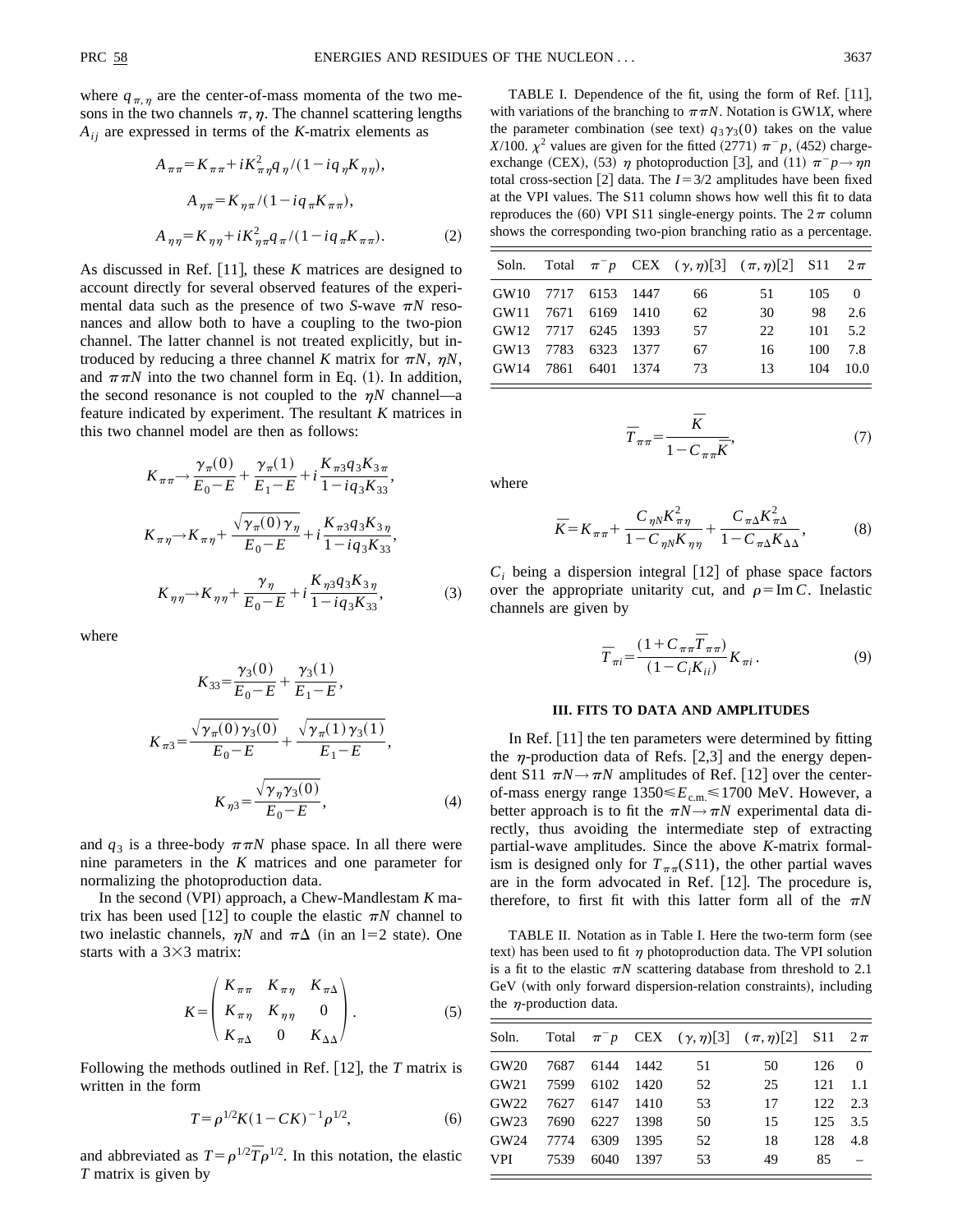where $q_{\pi,\eta}$ are the center-of-mass momenta of the two mesons in the two channels $\pi,\eta$. The channel scattering lengths $A_{ij}$ are expressed in terms of the $K$-matrix elements as

$$
\begin{aligned}
A_{\pi\pi} &= K_{\pi\pi} + iK_{\pi\eta}^2 q_\eta/(1 - iq_\eta K_{\eta\eta}),\\
A_{\eta\pi} &= K_{\eta\pi}/(1 - iq_\pi K_{\pi\pi}),\\
A_{\eta\eta} &= K_{\eta\eta} + iK_{\eta\pi}^2 q_\pi/(1 - iq_\pi K_{\pi\pi}).
\end{aligned}
\tag{2}
$$

As discussed in Ref. [11], these $K$ matrices are designed to account directly for several observed features of the experimental data such as the presence of two $S$-wave $\pi N$ resonances and allow both to have a coupling to the two-pion channel. The latter channel is not treated explicitly, but introduced by reducing a three channel $K$ matrix for $\pi N$, $\eta N$, and $\pi\pi N$ into the two channel form in Eq. (1). In addition, the second resonance is not coupled to the $\eta N$ channel—a feature indicated by experiment. The resultant $K$ matrices in this two channel model are then as follows:

$$
\begin{aligned}
K_{\pi\pi} &\to \frac{\gamma_\pi(0)}{E_0 - E} + \frac{\gamma_\pi(1)}{E_1 - E} + i\frac{K_{\pi 3} q_3 K_{3\pi}}{1 - iq_3 K_{33}},\\
K_{\pi\eta} &\to K_{\pi\eta} + \frac{\sqrt{\gamma_\pi(0)\gamma_\eta}}{E_0 - E} + i\frac{K_{\pi 3} q_3 K_{3\eta}}{1 - iq_3 K_{33}},\\
K_{\eta\eta} &\to K_{\eta\eta} + \frac{\gamma_\eta}{E_0 - E} + i\frac{K_{\eta 3} q_3 K_{3\eta}}{1 - iq_3 K_{33}},
\end{aligned}
\tag{3}
$$

where

$$
\begin{aligned}
K_{33} &= \frac{\gamma_3(0)}{E_0 - E} + \frac{\gamma_3(1)}{E_1 - E},\\
K_{\pi 3} &= \frac{\sqrt{\gamma_\pi(0)\gamma_3(0)}}{E_0 - E} + \frac{\sqrt{\gamma_\pi(1)\gamma_3(1)}}{E_1 - E},\\
K_{\eta 3} &= \frac{\sqrt{\gamma_\eta \gamma_3(0)}}{E_0 - E},
\end{aligned}
\tag{4}
$$

and $q_3$ is a three-body $\pi\pi N$ phase space. In all there were nine parameters in the $K$ matrices and one parameter for normalizing the photoproduction data.

In the second (VPI) approach, a Chew-Mandlestam $K$ matrix has been used [12] to couple the elastic $\pi N$ channel to two inelastic channels, $\eta N$ and $\pi\Delta$ (in an l=2 state). One starts with a 3×3 matrix:

$$
K = \begin{pmatrix} K_{\pi\pi} & K_{\pi\eta} & K_{\pi\Delta} \\ K_{\pi\eta} & K_{\eta\eta} & 0 \\ K_{\pi\Delta} & 0 & K_{\Delta\Delta} \end{pmatrix}.
\tag{5}
$$

Following the methods outlined in Ref. [12], the $T$ matrix is written in the form

$$
T = \rho^{1/2} K (1 - CK)^{-1} \rho^{1/2},
\tag{6}
$$

and abbreviated as $T = \rho^{1/2}\bar{T}\rho^{1/2}$. In this notation, the elastic $T$ matrix is given by

$$
\bar{T}_{\pi\pi} = \frac{\bar{K}}{1 - C_{\pi\pi}\bar{K}},
\tag{7}
$$

where

$$
\bar{K} = K_{\pi\pi} + \frac{C_{\eta N} K_{\pi\eta}^2}{1 - C_{\eta N} K_{\eta\eta}} + \frac{C_{\pi\Delta} K_{\pi\Delta}^2}{1 - C_{\pi\Delta} K_{\Delta\Delta}},
\tag{8}
$$

$C_i$ being a dispersion integral [12] of phase space factors over the appropriate unitarity cut, and $\rho = \mathrm{Im}\, C$. Inelastic channels are given by

$$
\bar{T}_{\pi i} = \frac{(1 + C_{\pi\pi}\bar{T}_{\pi\pi})}{(1 - C_i K_{ii})} K_{\pi i}.
\tag{9}
$$

TABLE I. Dependence of the fit, using the form of Ref. [11], with variations of the branching to $\pi\pi N$. Notation is GW1$X$, where the parameter combination (see text) $q_3\gamma_3(0)$ takes on the value $X$/100. $\chi^2$ values are given for the fitted (2771) $\pi^- p$, (452) charge-exchange (CEX), (53) $\eta$ photoproduction [3], and (11) $\pi^- p \to \eta n$ total cross-section [2] data. The $I = 3/2$ amplitudes have been fixed at the VPI values. The S11 column shows how well this fit to data reproduces the (60) VPI S11 single-energy points. The $2\pi$ column shows the corresponding two-pion branching ratio as a percentage.

| Soln. | Total | $\pi^- p$ | CEX | $(\gamma,\eta)$[3] | $(\pi,\eta)$[2] | S11 | $2\pi$ |
|---|---|---|---|---|---|---|---|
| GW10 | 7717 | 6153 | 1447 | 66 | 51 | 105 | 0 |
| GW11 | 7671 | 6169 | 1410 | 62 | 30 | 98 | 2.6 |
| GW12 | 7717 | 6245 | 1393 | 57 | 22 | 101 | 5.2 |
| GW13 | 7783 | 6323 | 1377 | 67 | 16 | 100 | 7.8 |
| GW14 | 7861 | 6401 | 1374 | 73 | 13 | 104 | 10.0 |

## III. FITS TO DATA AND AMPLITUDES

In Ref. [11] the ten parameters were determined by fitting the $\eta$-production data of Refs. [2,3] and the energy dependent S11 $\pi N \to \pi N$ amplitudes of Ref. [12] over the center-of-mass energy range $1350 \leq E_{\mathrm{c.m.}} \leq 1700$ MeV. However, a better approach is to fit the $\pi N \to \pi N$ experimental data directly, thus avoiding the intermediate step of extracting partial-wave amplitudes. Since the above $K$-matrix formalism is designed only for $T_{\pi\pi}(S11)$, the other partial waves are in the form advocated in Ref. [12]. The procedure is, therefore, to first fit with this latter form all of the $\pi N$

TABLE II. Notation as in Table I. Here the two-term form (see text) has been used to fit $\eta$ photoproduction data. The VPI solution is a fit to the elastic $\pi N$ scattering database from threshold to 2.1 GeV (with only forward dispersion-relation constraints), including the $\eta$-production data.

| Soln. | Total | $\pi^- p$ | CEX | $(\gamma,\eta)$[3] | $(\pi,\eta)$[2] | S11 | $2\pi$ |
|---|---|---|---|---|---|---|---|
| GW20 | 7687 | 6144 | 1442 | 51 | 50 | 126 | 0 |
| GW21 | 7599 | 6102 | 1420 | 52 | 25 | 121 | 1.1 |
| GW22 | 7627 | 6147 | 1410 | 53 | 17 | 122 | 2.3 |
| GW23 | 7690 | 6227 | 1398 | 50 | 15 | 125 | 3.5 |
| GW24 | 7774 | 6309 | 1395 | 52 | 18 | 128 | 4.8 |
| VPI | 7539 | 6040 | 1397 | 53 | 49 | 85 | – |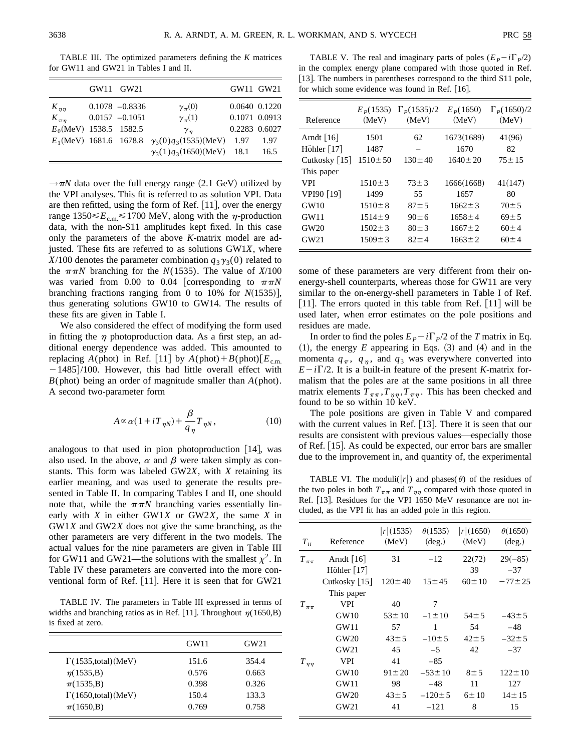TABLE III. The optimized parameters defining the $K$ matrices for GW11 and GW21 in Tables I and II.

| | GW11 | GW21 | | GW11 | GW21 |
|---|---|---|---|---|---|
| $K_{\eta\eta}$ | 0.1078 | −0.8336 | $\gamma_\pi(0)$ | 0.0640 | 0.1220 |
| $K_{\pi\eta}$ | 0.0157 | −0.1051 | $\gamma_\pi(1)$ | 0.1071 | 0.0913 |
| $E_0$(MeV) | 1538.5 | 1582.5 | $\gamma_\eta$ | 0.2283 | 0.6027 |
| $E_1$(MeV) | 1681.6 | 1678.8 | $\gamma_3(0)q_3(1535)$(MeV) | 1.97 | 1.97 |
| | | | $\gamma_3(1)q_3(1650)$(MeV) | 18.1 | 16.5 |

$\to \pi N$ data over the full energy range (2.1 GeV) utilized by the VPI analyses. This fit is referred to as solution VPI. Data are then refitted, using the form of Ref. [11], over the energy range $1350 \leq E_{\rm c.m.} \leq 1700$ MeV, along with the $\eta$-production data, with the non-S11 amplitudes kept fixed. In this case only the parameters of the above $K$-matrix model are adjusted. These fits are referred to as solutions GW1$X$, where $X/100$ denotes the parameter combination $q_3\gamma_3(0)$ related to the $\pi\pi N$ branching for the $N(1535)$. The value of $X/100$ was varied from 0.00 to 0.04 [corresponding to $\pi\pi N$ branching fractions ranging from 0 to 10% for $N(1535)$], thus generating solutions GW10 to GW14. The results of these fits are given in Table I.

We also considered the effect of modifying the form used in fitting the $\eta$ photoproduction data. As a first step, an additional energy dependence was added. This amounted to replacing $A$(phot) in Ref. [11] by $A(\text{phot})+B(\text{phot})[E_{\rm c.m.}-1485]/100$. However, this had little overall effect with $B$(phot) being an order of magnitude smaller than $A$(phot). A second two-parameter form

$$A \propto \alpha(1+iT_{\eta N}) + \frac{\beta}{q_\eta}T_{\eta N}, \tag{10}$$

analogous to that used in pion photoproduction [14], was also used. In the above, $\alpha$ and $\beta$ were taken simply as constants. This form was labeled GW2$X$, with $X$ retaining its earlier meaning, and was used to generate the results presented in Table II. In comparing Tables I and II, one should note that, while the $\pi\pi N$ branching varies essentially linearly with $X$ in either GW1$X$ or GW2$X$, the same $X$ in GW1$X$ and GW2$X$ does not give the same branching, as the other parameters are very different in the two models. The actual values for the nine parameters are given in Table III for GW11 and GW21—the solutions with the smallest $\chi^2$. In Table IV these parameters are converted into the more conventional form of Ref. [11]. Here it is seen that for GW21 some of these parameters are very different from their on-energy-shell counterparts, whereas those for GW11 are very similar to the on-energy-shell parameters in Table I of Ref. [11]. The errors quoted in this table from Ref. [11] will be used later, when error estimates on the pole positions and residues are made.

TABLE IV. The parameters in Table III expressed in terms of widths and branching ratios as in Ref. [11]. Throughout $\eta$(1650,B) is fixed at zero.

| | GW11 | GW21 |
|---|---|---|
| $\Gamma$(1535,total)(MeV) | 151.6 | 354.4 |
| $\eta$(1535,B) | 0.576 | 0.663 |
| $\pi$(1535,B) | 0.398 | 0.326 |
| $\Gamma$(1650,total)(MeV) | 150.4 | 133.3 |
| $\pi$(1650,B) | 0.769 | 0.758 |

In order to find the poles $E_P - i\Gamma_P/2$ of the $T$ matrix in Eq. (1), the energy $E$ appearing in Eqs. (3) and (4) and in the momenta $q_\pi$, $q_\eta$, and $q_3$ was everywhere converted into $E - i\Gamma/2$. It is a built-in feature of the present $K$-matrix formalism that the poles are at the same positions in all three matrix elements $T_{\pi\pi}, T_{\eta\eta}, T_{\pi\eta}$. This has been checked and found to be so within 10 keV.

The pole positions are given in Table V and compared with the current values in Ref. [13]. There it is seen that our results are consistent with previous values—especially those of Ref. [15]. As could be expected, our error bars are smaller due to the improvement in, and quantity of, the experimental

TABLE V. The real and imaginary parts of poles ($E_P - i\Gamma_P/2$) in the complex energy plane compared with those quoted in Ref. [13]. The numbers in parentheses correspond to the third S11 pole, for which some evidence was found in Ref. [16].

| Reference | $E_P(1535)$ (MeV) | $\Gamma_P(1535)/2$ (MeV) | $E_P(1650)$ (MeV) | $\Gamma_P(1650)/2$ (MeV) |
|---|---|---|---|---|
| Arndt [16] | 1501 | 62 | 1673(1689) | 41(96) |
| Höhler [17] | 1487 | – | 1670 | 82 |
| Cutkosky [15] | $1510\pm50$ | $130\pm40$ | $1640\pm20$ | $75\pm15$ |
| This paper | | | | |
| VPI | $1510\pm3$ | $73\pm3$ | 1666(1668) | 41(147) |
| VPI90 [19] | 1499 | 55 | 1657 | 80 |
| GW10 | $1510\pm8$ | $87\pm5$ | $1662\pm3$ | $70\pm5$ |
| GW11 | $1514\pm9$ | $90\pm6$ | $1658\pm4$ | $69\pm5$ |
| GW20 | $1502\pm3$ | $80\pm3$ | $1667\pm2$ | $60\pm4$ |
| GW21 | $1509\pm3$ | $82\pm4$ | $1663\pm2$ | $60\pm4$ |

TABLE VI. The moduli($|r|$) and phases($\theta$) of the residues of the two poles in both $T_{\pi\pi}$ and $T_{\eta\eta}$ compared with those quoted in Ref. [13]. Residues for the VPI 1650 MeV resonance are not included, as the VPI fit has an added pole in this region.

| $T_{ii}$ | Reference | $\|r\|(1535)$ (MeV) | $\theta(1535)$ (deg.) | $\|r\|(1650)$ (MeV) | $\theta(1650)$ (deg.) |
|---|---|---|---|---|---|
| $T_{\pi\pi}$ | Arndt [16] | 31 | −12 | 22(72) | 29(−85) |
| | Höhler [17] | | | 39 | −37 |
| | Cutkosky [15] | $120\pm40$ | $15\pm45$ | $60\pm10$ | $-77\pm25$ |
| | This paper | | | | |
| $T_{\pi\pi}$ | VPI | 40 | 7 | | |
| | GW10 | $53\pm10$ | $-1\pm10$ | $54\pm5$ | $-43\pm5$ |
| | GW11 | 57 | 1 | 54 | −48 |
| | GW20 | $43\pm5$ | $-10\pm5$ | $42\pm5$ | $-32\pm5$ |
| | GW21 | 45 | −5 | 42 | −37 |
| $T_{\eta\eta}$ | VPI | 41 | −85 | | |
| | GW10 | $91\pm20$ | $-53\pm10$ | $8\pm5$ | $122\pm10$ |
| | GW11 | 98 | −48 | 11 | 127 |
| | GW20 | $43\pm5$ | $-120\pm5$ | $6\pm10$ | $14\pm15$ |
| | GW21 | 41 | −121 | 8 | 15 |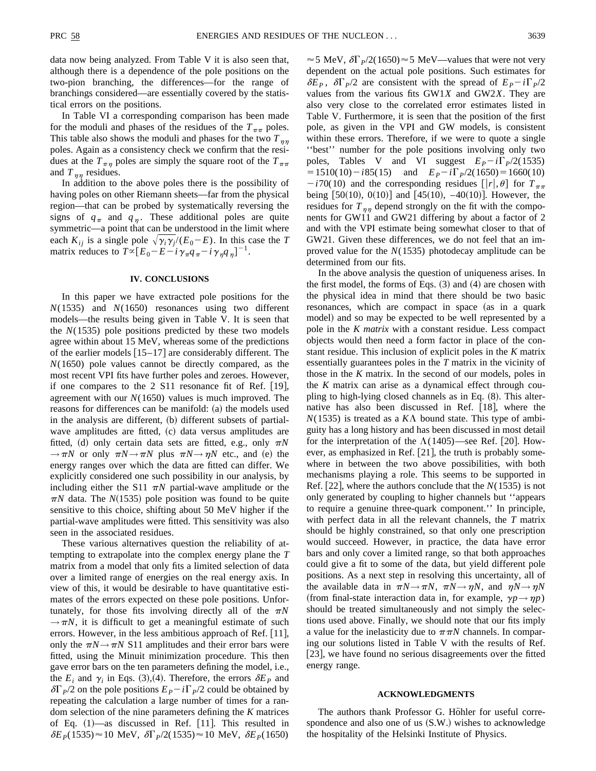data now being analyzed. From Table V it is also seen that, although there is a dependence of the pole positions on the two-pion branching, the differences—for the range of branchings considered—are essentially covered by the statistical errors on the positions.

In Table VI a corresponding comparison has been made for the moduli and phases of the residues of the $T_{\pi\pi}$ poles. This table also shows the moduli and phases for the two $T_{\eta\eta}$ poles. Again as a consistency check we confirm that the residues at the $T_{\pi\eta}$ poles are simply the square root of the $T_{\pi\pi}$ and $T_{\eta\eta}$ residues.

In addition to the above poles there is the possibility of having poles on other Riemann sheets—far from the physical region—that can be probed by systematically reversing the signs of $q_\pi$ and $q_\eta$. These additional poles are quite symmetric—a point that can be understood in the limit where each $K_{ij}$ is a single pole $\sqrt{\gamma_i \gamma_j}/(E_0 - E)$. In this case the $T$ matrix reduces to $T \propto [E_0 - E - i\gamma_\pi q_\pi - i\gamma_\eta q_\eta]^{-1}$.

## IV. CONCLUSIONS

In this paper we have extracted pole positions for the $N(1535)$ and $N(1650)$ resonances using two different models—the results being given in Table V. It is seen that the $N(1535)$ pole positions predicted by these two models agree within about 15 MeV, whereas some of the predictions of the earlier models [15–17] are considerably different. The $N(1650)$ pole values cannot be directly compared, as the most recent VPI fits have further poles and zeroes. However, if one compares to the 2 S11 resonance fit of Ref. [19], agreement with our $N(1650)$ values is much improved. The reasons for differences can be manifold: (a) the models used in the analysis are different, (b) different subsets of partial-wave amplitudes are fitted, (c) data versus amplitudes are fitted, (d) only certain data sets are fitted, e.g., only $\pi N \to \pi N$ or only $\pi N \to \pi N$ plus $\pi N \to \eta N$ etc., and (e) the energy ranges over which the data are fitted can differ. We explicitly considered one such possibility in our analysis, by including either the S11 $\pi N$ partial-wave amplitude or the $\pi N$ data. The $N(1535)$ pole position was found to be quite sensitive to this choice, shifting about 50 MeV higher if the partial-wave amplitudes were fitted. This sensitivity was also seen in the associated residues.

These various alternatives question the reliability of attempting to extrapolate into the complex energy plane the $T$ matrix from a model that only fits a limited selection of data over a limited range of energies on the real energy axis. In view of this, it would be desirable to have quantitative estimates of the errors expected on these pole positions. Unfortunately, for those fits involving directly all of the $\pi N \to \pi N$, it is difficult to get a meaningful estimate of such errors. However, in the less ambitious approach of Ref. [11], only the $\pi N \to \pi N$ S11 amplitudes and their error bars were fitted, using the Minuit minimization procedure. This then gave error bars on the ten parameters defining the model, i.e., the $E_i$ and $\gamma_i$ in Eqs. (3),(4). Therefore, the errors $\delta E_P$ and $\delta\Gamma_P/2$ on the pole positions $E_P - i\Gamma_P/2$ could be obtained by repeating the calculation a large number of times for a random selection of the nine parameters defining the $K$ matrices of Eq. (1)—as discussed in Ref. [11]. This resulted in $\delta E_P(1535) \approx 10$ MeV, $\delta\Gamma_P/2(1535) \approx 10$ MeV, $\delta E_P(1650) \approx 5$ MeV, $\delta\Gamma_P/2(1650) \approx 5$ MeV—values that were not very dependent on the actual pole positions. Such estimates for $\delta E_P$, $\delta\Gamma_P/2$ are consistent with the spread of $E_P - i\Gamma_P/2$ values from the various fits GW1$X$ and GW2$X$. They are also very close to the correlated error estimates listed in Table V. Furthermore, it is seen that the position of the first pole, as given in the VPI and GW models, is consistent within these errors. Therefore, if we were to quote a single "best" number for the pole positions involving only two poles, Tables V and VI suggest $E_P - i\Gamma_P/2(1535) = 1510(10) - i85(15)$ and $E_P - i\Gamma_P/2(1650) = 1660(10) - i70(10)$ and the corresponding residues $[|r|, \theta]$ for $T_{\pi\pi}$ being $[50(10),\ 0(10)]$ and $[45(10),\ -40(10)]$. However, the residues for $T_{\eta\eta}$ depend strongly on the fit with the components for GW11 and GW21 differing by about a factor of 2 and with the VPI estimate being somewhat closer to that of GW21. Given these differences, we do not feel that an improved value for the $N(1535)$ photodecay amplitude can be determined from our fits.

In the above analysis the question of uniqueness arises. In the first model, the forms of Eqs. (3) and (4) are chosen with the physical idea in mind that there should be two basic resonances, which are compact in space (as in a quark model) and so may be expected to be well represented by a pole in the *K matrix* with a constant residue. Less compact objects would then need a form factor in place of the constant residue. This inclusion of explicit poles in the $K$ matrix essentially guarantees poles in the $T$ matrix in the vicinity of those in the $K$ matrix. In the second of our models, poles in the $K$ matrix can arise as a dynamical effect through coupling to high-lying closed channels as in Eq. (8). This alternative has also been discussed in Ref. [18], where the $N(1535)$ is treated as a $K\Lambda$ bound state. This type of ambiguity has a long history and has been discussed in most detail for the interpretation of the $\Lambda(1405)$—see Ref. [20]. However, as emphasized in Ref. [21], the truth is probably somewhere in between the two above possibilities, with both mechanisms playing a role. This seems to be supported in Ref. [22], where the authors conclude that the $N(1535)$ is not only generated by coupling to higher channels but "appears to require a genuine three-quark component." In principle, with perfect data in all the relevant channels, the $T$ matrix should be highly constrained, so that only one prescription would succeed. However, in practice, the data have error bars and only cover a limited range, so that both approaches could give a fit to some of the data, but yield different pole positions. As a next step in resolving this uncertainty, all of the available data in $\pi N \to \pi N$, $\pi N \to \eta N$, and $\eta N \to \eta N$ (from final-state interaction data in, for example, $\gamma p \to \eta p$) should be treated simultaneously and not simply the selections used above. Finally, we should note that our fits imply a value for the inelasticity due to $\pi\pi N$ channels. In comparing our solutions listed in Table V with the results of Ref. [23], we have found no serious disagreements over the fitted energy range.

## ACKNOWLEDGMENTS

The authors thank Professor G. Höhler for useful correspondence and also one of us (S.W.) wishes to acknowledge the hospitality of the Helsinki Institute of Physics.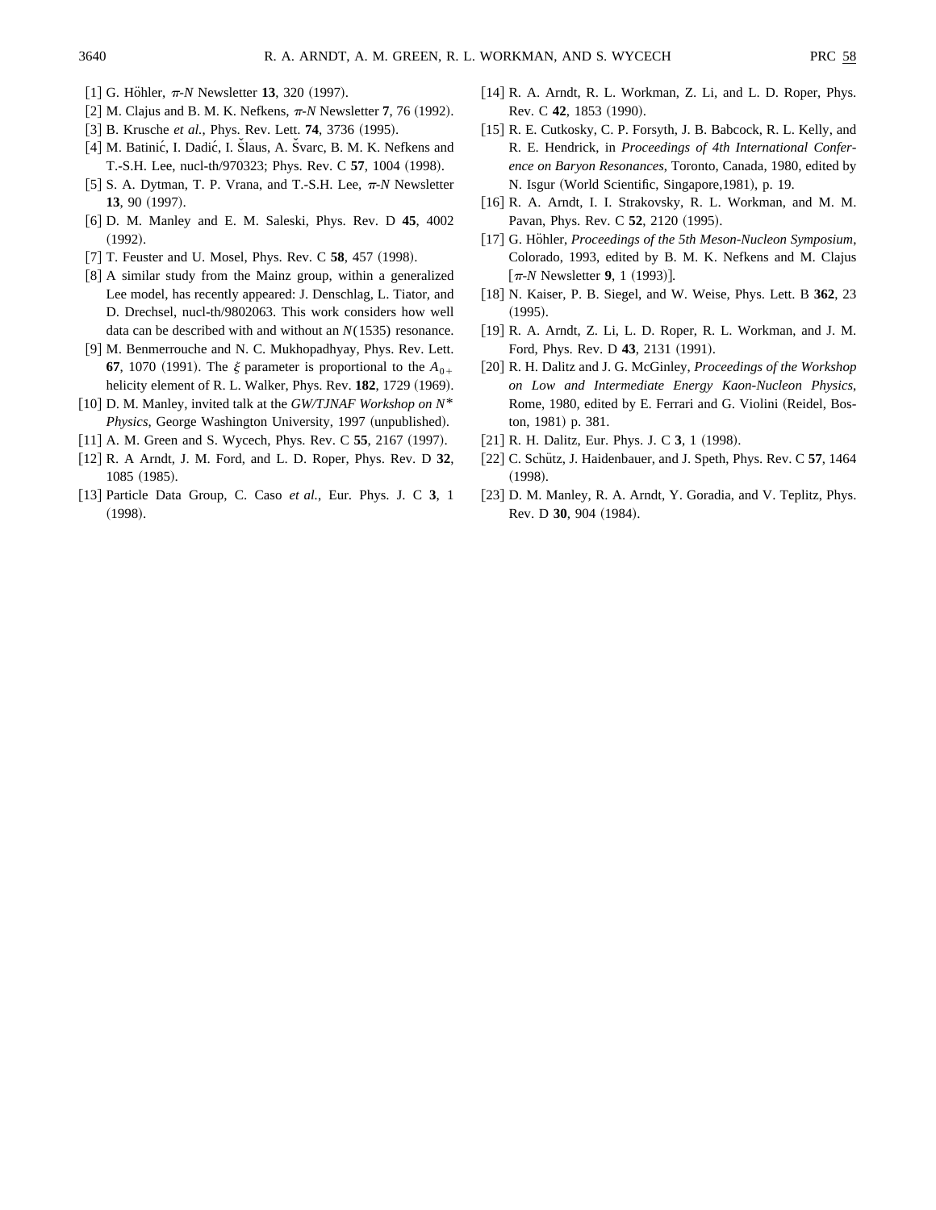[1] G. Höhler, $\pi$-*N* Newsletter **13**, 320 (1997).

[2] M. Clajus and B. M. K. Nefkens, $\pi$-*N* Newsletter **7**, 76 (1992).

[3] B. Krusche *et al.*, Phys. Rev. Lett. **74**, 3736 (1995).

[4] M. Batinić, I. Dadić, I. Šlaus, A. Švarc, B. M. K. Nefkens and T.-S.H. Lee, nucl-th/970323; Phys. Rev. C **57**, 1004 (1998).

[5] S. A. Dytman, T. P. Vrana, and T.-S.H. Lee, $\pi$-*N* Newsletter **13**, 90 (1997).

[6] D. M. Manley and E. M. Saleski, Phys. Rev. D **45**, 4002 (1992).

[7] T. Feuster and U. Mosel, Phys. Rev. C **58**, 457 (1998).

[8] A similar study from the Mainz group, within a generalized Lee model, has recently appeared: J. Denschlag, L. Tiator, and D. Drechsel, nucl-th/9802063. This work considers how well data can be described with and without an $N(1535)$ resonance.

[9] M. Benmerrouche and N. C. Mukhopadhyay, Phys. Rev. Lett. **67**, 1070 (1991). The $\xi$ parameter is proportional to the $A_{0+}$ helicity element of R. L. Walker, Phys. Rev. **182**, 1729 (1969).

[10] D. M. Manley, invited talk at the *GW/TJNAF Workshop on $N^*$ Physics*, George Washington University, 1997 (unpublished).

[11] A. M. Green and S. Wycech, Phys. Rev. C **55**, 2167 (1997).

[12] R. A Arndt, J. M. Ford, and L. D. Roper, Phys. Rev. D **32**, 1085 (1985).

[13] Particle Data Group, C. Caso *et al.*, Eur. Phys. J. C **3**, 1 (1998).

[14] R. A. Arndt, R. L. Workman, Z. Li, and L. D. Roper, Phys. Rev. C **42**, 1853 (1990).

[15] R. E. Cutkosky, C. P. Forsyth, J. B. Babcock, R. L. Kelly, and R. E. Hendrick, in *Proceedings of 4th International Conference on Baryon Resonances*, Toronto, Canada, 1980, edited by N. Isgur (World Scientific, Singapore,1981), p. 19.

[16] R. A. Arndt, I. I. Strakovsky, R. L. Workman, and M. M. Pavan, Phys. Rev. C **52**, 2120 (1995).

[17] G. Höhler, *Proceedings of the 5th Meson-Nucleon Symposium*, Colorado, 1993, edited by B. M. K. Nefkens and M. Clajus [$\pi$-*N* Newsletter **9**, 1 (1993)].

[18] N. Kaiser, P. B. Siegel, and W. Weise, Phys. Lett. B **362**, 23 (1995).

[19] R. A. Arndt, Z. Li, L. D. Roper, R. L. Workman, and J. M. Ford, Phys. Rev. D **43**, 2131 (1991).

[20] R. H. Dalitz and J. G. McGinley, *Proceedings of the Workshop on Low and Intermediate Energy Kaon-Nucleon Physics*, Rome, 1980, edited by E. Ferrari and G. Violini (Reidel, Boston, 1981) p. 381.

[21] R. H. Dalitz, Eur. Phys. J. C **3**, 1 (1998).

[22] C. Schütz, J. Haidenbauer, and J. Speth, Phys. Rev. C **57**, 1464 (1998).

[23] D. M. Manley, R. A. Arndt, Y. Goradia, and V. Teplitz, Phys. Rev. D **30**, 904 (1984).